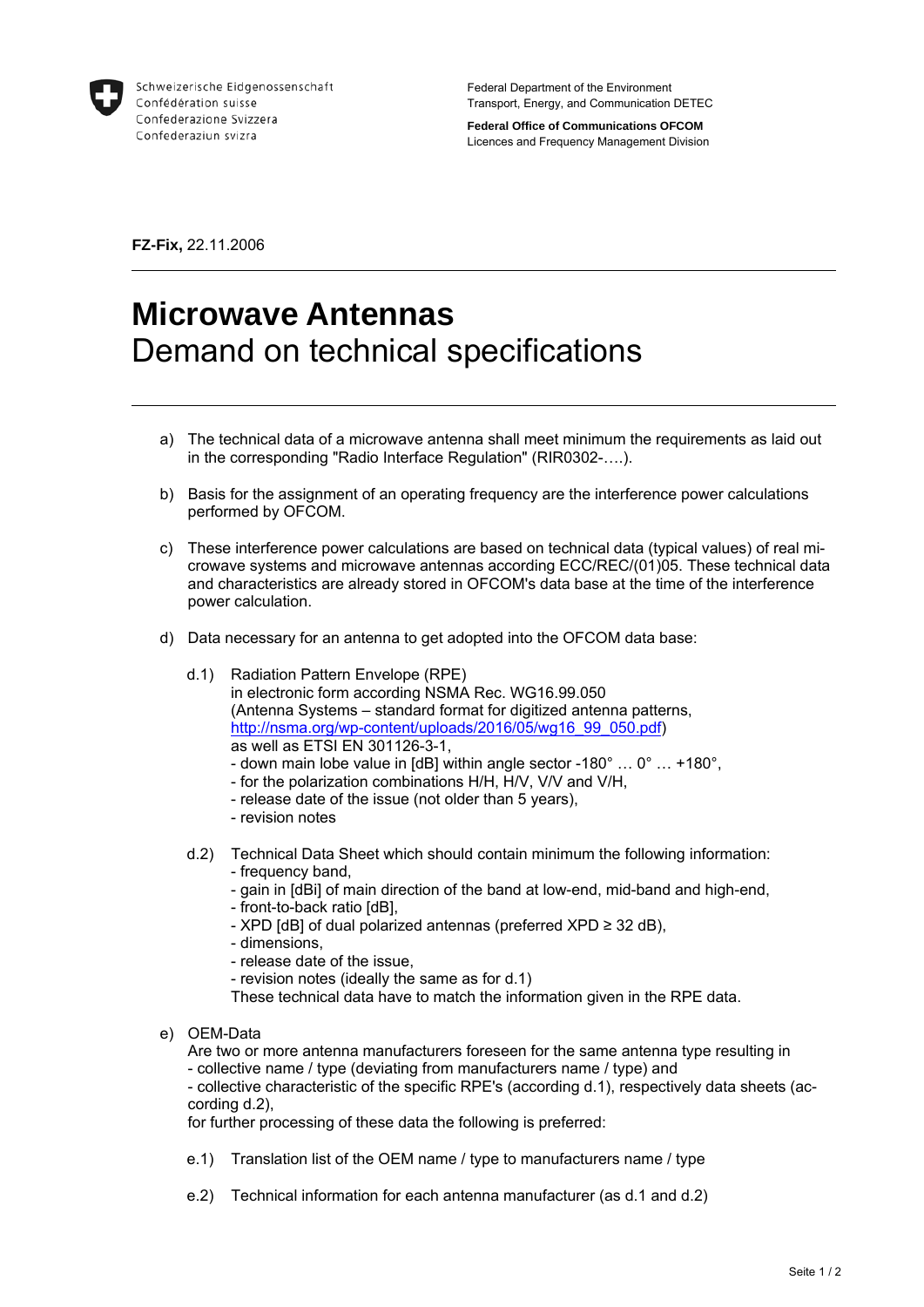Schweizerische Eidgenossenschaft
Confédération suisse
Confederazione Svizzera
Confederaziun svizra

Federal Department of the Environment
Transport, Energy, and Communication DETEC

**Federal Office of Communications OFCOM**
Licences and Frequency Management Division

**FZ-Fix,** 22.11.2006

---

# Microwave Antennas
## Demand on technical specifications

---

a) The technical data of a microwave antenna shall meet minimum the requirements as laid out in the corresponding "Radio Interface Regulation" (RIR0302-….).

b) Basis for the assignment of an operating frequency are the interference power calculations performed by OFCOM.

c) These interference power calculations are based on technical data (typical values) of real microwave systems and microwave antennas according ECC/REC/(01)05. These technical data and characteristics are already stored in OFCOM's data base at the time of the interference power calculation.

d) Data necessary for an antenna to get adopted into the OFCOM data base:

d.1) Radiation Pattern Envelope (RPE)
in electronic form according NSMA Rec. WG16.99.050
(Antenna Systems – standard format for digitized antenna patterns, http://nsma.org/wp-content/uploads/2016/05/wg16_99_050.pdf)
as well as ETSI EN 301126-3-1,
- down main lobe value in [dB] within angle sector -180° … 0° … +180°,
- for the polarization combinations H/H, H/V, V/V and V/H,
- release date of the issue (not older than 5 years),
- revision notes

d.2) Technical Data Sheet which should contain minimum the following information:
- frequency band,
- gain in [dBi] of main direction of the band at low-end, mid-band and high-end,
- front-to-back ratio [dB],
- XPD [dB] of dual polarized antennas (preferred XPD ≥ 32 dB),
- dimensions,
- release date of the issue,
- revision notes (ideally the same as for d.1)
These technical data have to match the information given in the RPE data.

e) OEM-Data
Are two or more antenna manufacturers foreseen for the same antenna type resulting in
- collective name / type (deviating from manufacturers name / type) and
- collective characteristic of the specific RPE's (according d.1), respectively data sheets (according d.2),
for further processing of these data the following is preferred:

e.1) Translation list of the OEM name / type to manufacturers name / type

e.2) Technical information for each antenna manufacturer (as d.1 and d.2)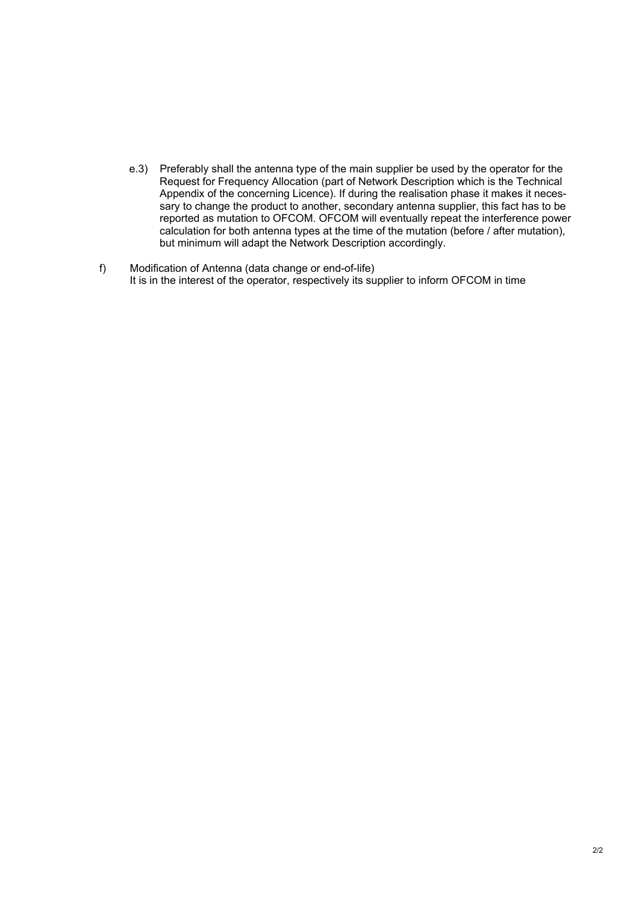e.3) Preferably shall the antenna type of the main supplier be used by the operator for the Request for Frequency Allocation (part of Network Description which is the Technical Appendix of the concerning Licence). If during the realisation phase it makes it necessary to change the product to another, secondary antenna supplier, this fact has to be reported as mutation to OFCOM. OFCOM will eventually repeat the interference power calculation for both antenna types at the time of the mutation (before / after mutation), but minimum will adapt the Network Description accordingly.

f) Modification of Antenna (data change or end-of-life)
It is in the interest of the operator, respectively its supplier to inform OFCOM in time